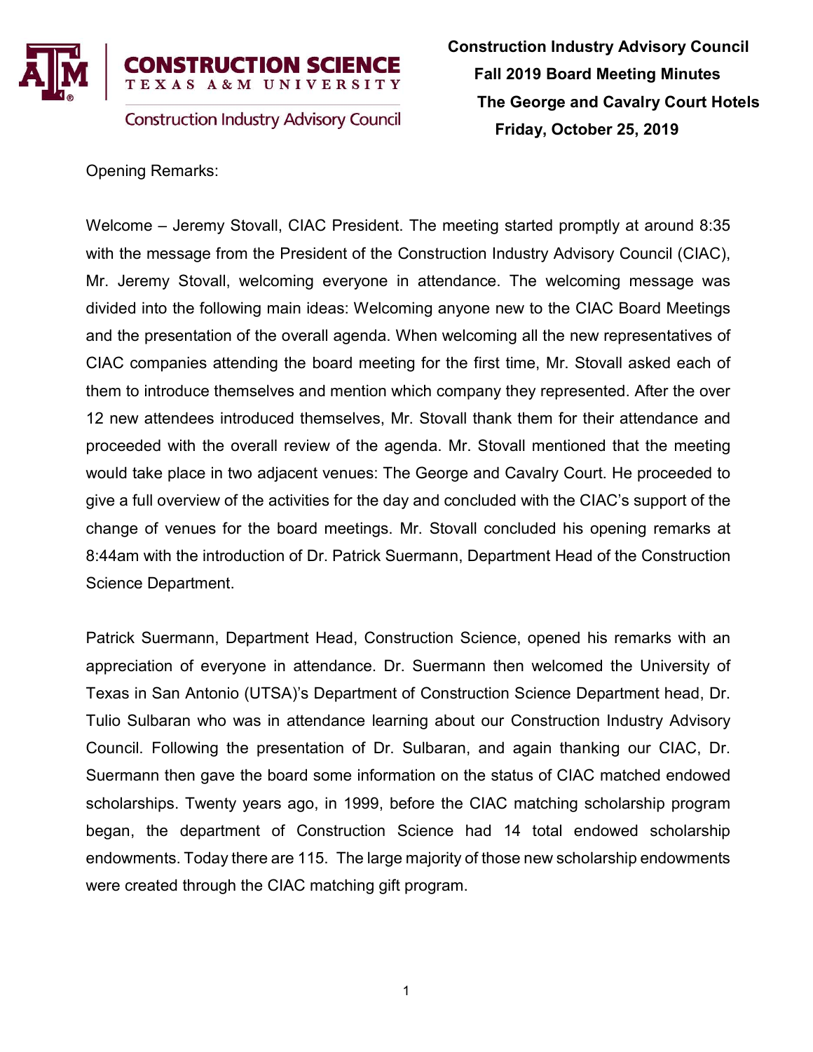CONSTRUCTION SCIENCE
TEXAS A&M UNIVERSITY

Construction Industry Advisory Council

**Construction Industry Advisory Council**
**Fall 2019 Board Meeting Minutes**
**The George and Cavalry Court Hotels**
**Friday, October 25, 2019**

Opening Remarks:

Welcome – Jeremy Stovall, CIAC President. The meeting started promptly at around 8:35 with the message from the President of the Construction Industry Advisory Council (CIAC), Mr. Jeremy Stovall, welcoming everyone in attendance. The welcoming message was divided into the following main ideas: Welcoming anyone new to the CIAC Board Meetings and the presentation of the overall agenda. When welcoming all the new representatives of CIAC companies attending the board meeting for the first time, Mr. Stovall asked each of them to introduce themselves and mention which company they represented. After the over 12 new attendees introduced themselves, Mr. Stovall thank them for their attendance and proceeded with the overall review of the agenda. Mr. Stovall mentioned that the meeting would take place in two adjacent venues: The George and Cavalry Court. He proceeded to give a full overview of the activities for the day and concluded with the CIAC's support of the change of venues for the board meetings. Mr. Stovall concluded his opening remarks at 8:44am with the introduction of Dr. Patrick Suermann, Department Head of the Construction Science Department.

Patrick Suermann, Department Head, Construction Science, opened his remarks with an appreciation of everyone in attendance. Dr. Suermann then welcomed the University of Texas in San Antonio (UTSA)'s Department of Construction Science Department head, Dr. Tulio Sulbaran who was in attendance learning about our Construction Industry Advisory Council. Following the presentation of Dr. Sulbaran, and again thanking our CIAC, Dr. Suermann then gave the board some information on the status of CIAC matched endowed scholarships. Twenty years ago, in 1999, before the CIAC matching scholarship program began, the department of Construction Science had 14 total endowed scholarship endowments. Today there are 115. The large majority of those new scholarship endowments were created through the CIAC matching gift program.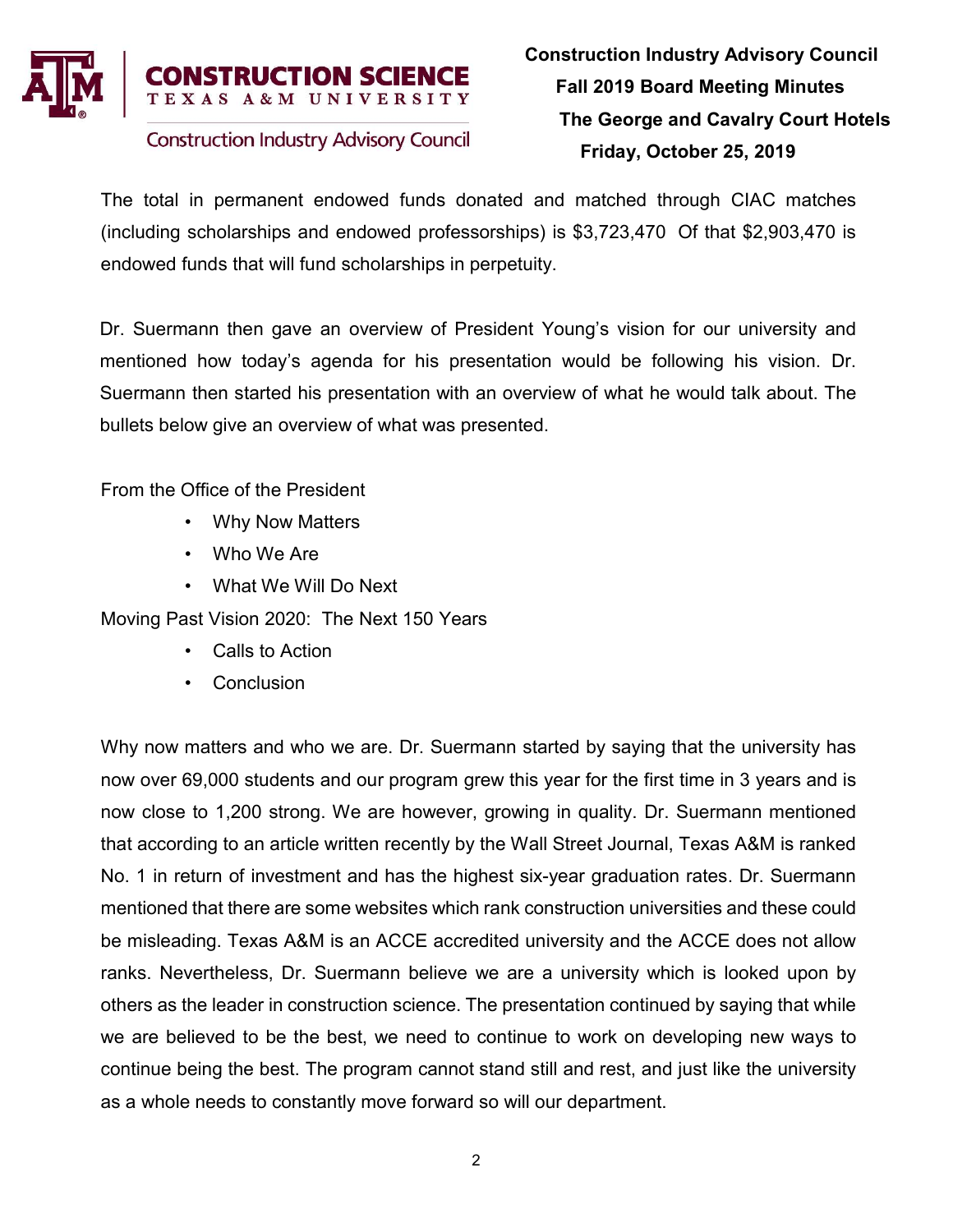The total in permanent endowed funds donated and matched through CIAC matches (including scholarships and endowed professorships) is $3,723,470  Of that $2,903,470 is endowed funds that will fund scholarships in perpetuity.

Dr. Suermann then gave an overview of President Young's vision for our university and mentioned how today's agenda for his presentation would be following his vision. Dr. Suermann then started his presentation with an overview of what he would talk about. The bullets below give an overview of what was presented.

From the Office of the President

- Why Now Matters
- Who We Are
- What We Will Do Next

Moving Past Vision 2020:  The Next 150 Years

- Calls to Action
- Conclusion

Why now matters and who we are. Dr. Suermann started by saying that the university has now over 69,000 students and our program grew this year for the first time in 3 years and is now close to 1,200 strong. We are however, growing in quality. Dr. Suermann mentioned that according to an article written recently by the Wall Street Journal, Texas A&M is ranked No. 1 in return of investment and has the highest six-year graduation rates. Dr. Suermann mentioned that there are some websites which rank construction universities and these could be misleading. Texas A&M is an ACCE accredited university and the ACCE does not allow ranks. Nevertheless, Dr. Suermann believe we are a university which is looked upon by others as the leader in construction science. The presentation continued by saying that while we are believed to be the best, we need to continue to work on developing new ways to continue being the best. The program cannot stand still and rest, and just like the university as a whole needs to constantly move forward so will our department.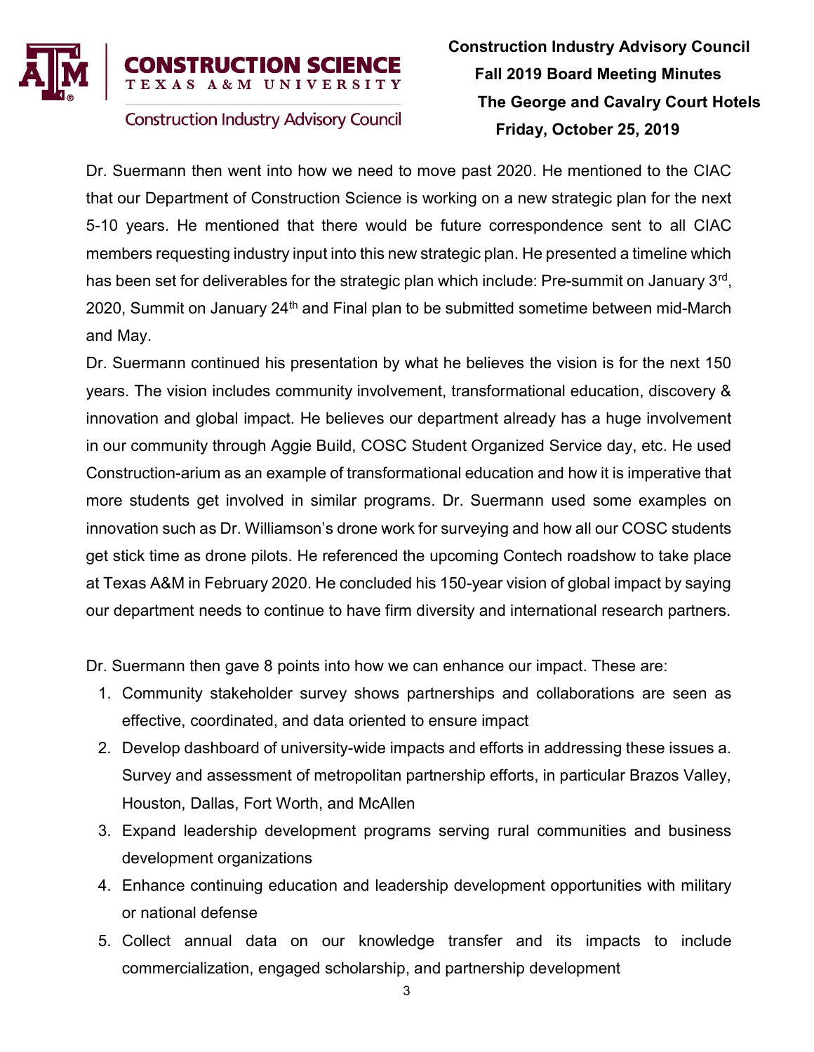Dr. Suermann then went into how we need to move past 2020. He mentioned to the CIAC that our Department of Construction Science is working on a new strategic plan for the next 5-10 years. He mentioned that there would be future correspondence sent to all CIAC members requesting industry input into this new strategic plan. He presented a timeline which has been set for deliverables for the strategic plan which include: Pre-summit on January 3rd, 2020, Summit on January 24th and Final plan to be submitted sometime between mid-March and May.

Dr. Suermann continued his presentation by what he believes the vision is for the next 150 years. The vision includes community involvement, transformational education, discovery & innovation and global impact. He believes our department already has a huge involvement in our community through Aggie Build, COSC Student Organized Service day, etc. He used Construction-arium as an example of transformational education and how it is imperative that more students get involved in similar programs. Dr. Suermann used some examples on innovation such as Dr. Williamson's drone work for surveying and how all our COSC students get stick time as drone pilots. He referenced the upcoming Contech roadshow to take place at Texas A&M in February 2020. He concluded his 150-year vision of global impact by saying our department needs to continue to have firm diversity and international research partners.

Dr. Suermann then gave 8 points into how we can enhance our impact. These are:

1. Community stakeholder survey shows partnerships and collaborations are seen as effective, coordinated, and data oriented to ensure impact
2. Develop dashboard of university-wide impacts and efforts in addressing these issues a. Survey and assessment of metropolitan partnership efforts, in particular Brazos Valley, Houston, Dallas, Fort Worth, and McAllen
3. Expand leadership development programs serving rural communities and business development organizations
4. Enhance continuing education and leadership development opportunities with military or national defense
5. Collect annual data on our knowledge transfer and its impacts to include commercialization, engaged scholarship, and partnership development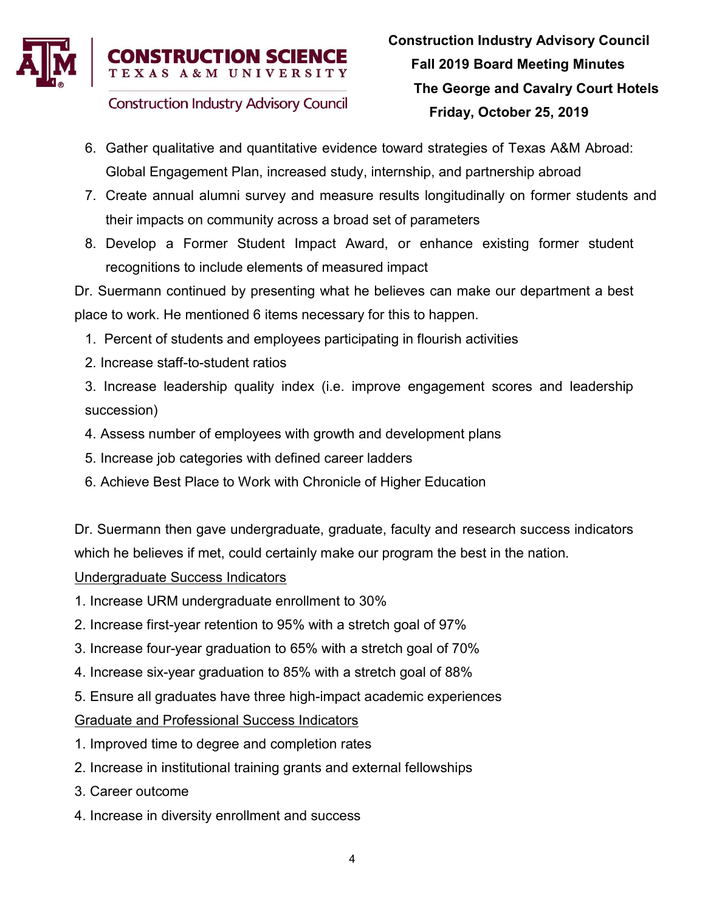6. Gather qualitative and quantitative evidence toward strategies of Texas A&M Abroad: Global Engagement Plan, increased study, internship, and partnership abroad
7. Create annual alumni survey and measure results longitudinally on former students and their impacts on community across a broad set of parameters
8. Develop a Former Student Impact Award, or enhance existing former student recognitions to include elements of measured impact

Dr. Suermann continued by presenting what he believes can make our department a best place to work. He mentioned 6 items necessary for this to happen.

1. Percent of students and employees participating in flourish activities
2. Increase staff-to-student ratios
3. Increase leadership quality index (i.e. improve engagement scores and leadership succession)
4. Assess number of employees with growth and development plans
5. Increase job categories with defined career ladders
6. Achieve Best Place to Work with Chronicle of Higher Education

Dr. Suermann then gave undergraduate, graduate, faculty and research success indicators which he believes if met, could certainly make our program the best in the nation.

<u>Undergraduate Success Indicators</u>

1. Increase URM undergraduate enrollment to 30%
2. Increase first-year retention to 95% with a stretch goal of 97%
3. Increase four-year graduation to 65% with a stretch goal of 70%
4. Increase six-year graduation to 85% with a stretch goal of 88%
5. Ensure all graduates have three high-impact academic experiences

<u>Graduate and Professional Success Indicators</u>

1. Improved time to degree and completion rates
2. Increase in institutional training grants and external fellowships
3. Career outcome
4. Increase in diversity enrollment and success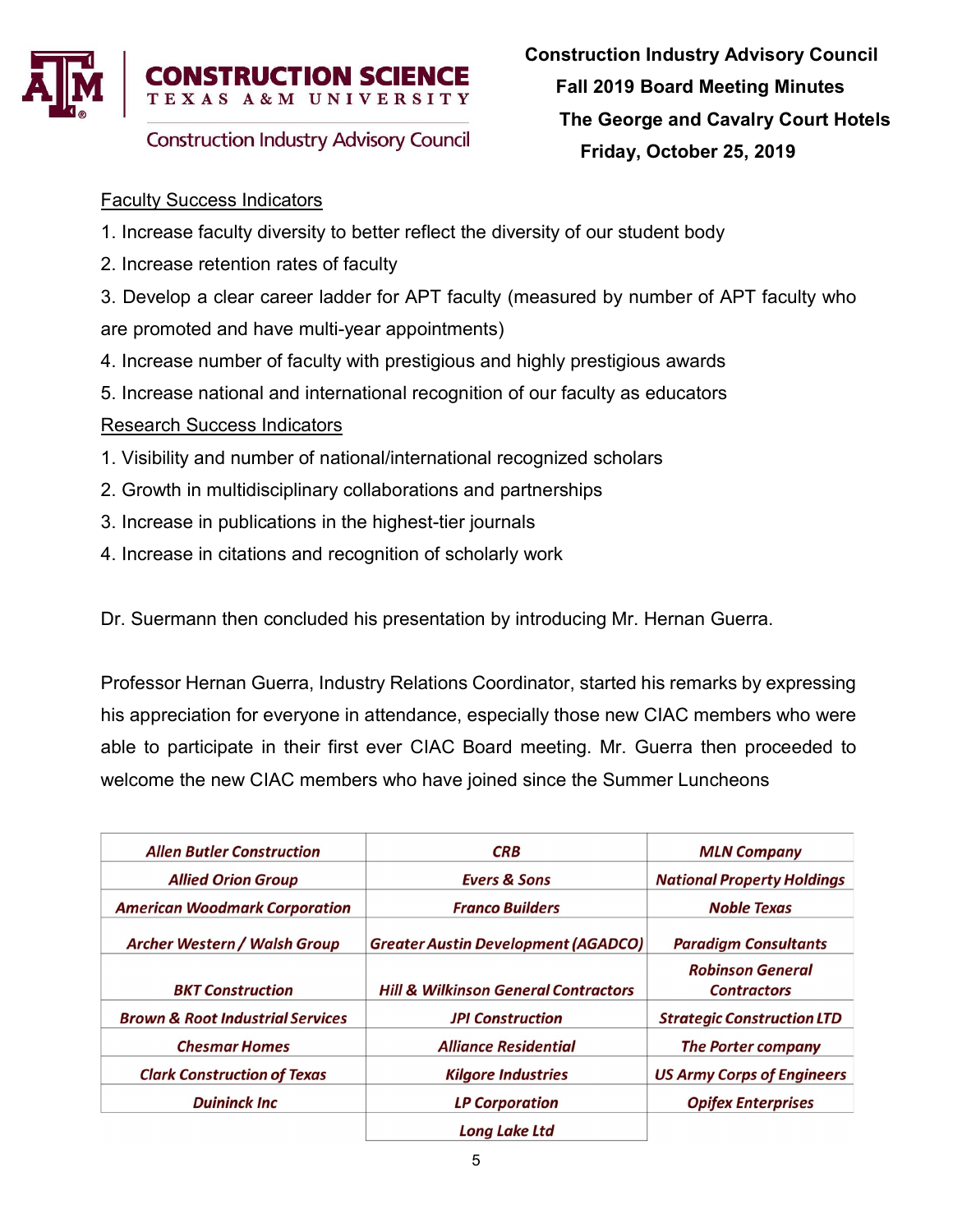Faculty Success Indicators

1. Increase faculty diversity to better reflect the diversity of our student body
2. Increase retention rates of faculty
3. Develop a clear career ladder for APT faculty (measured by number of APT faculty who are promoted and have multi-year appointments)
4. Increase number of faculty with prestigious and highly prestigious awards
5. Increase national and international recognition of our faculty as educators

Research Success Indicators

1. Visibility and number of national/international recognized scholars
2. Growth in multidisciplinary collaborations and partnerships
3. Increase in publications in the highest-tier journals
4. Increase in citations and recognition of scholarly work

Dr. Suermann then concluded his presentation by introducing Mr. Hernan Guerra.

Professor Hernan Guerra, Industry Relations Coordinator, started his remarks by expressing his appreciation for everyone in attendance, especially those new CIAC members who were able to participate in their first ever CIAC Board meeting. Mr. Guerra then proceeded to welcome the new CIAC members who have joined since the Summer Luncheons

| | | |
|---|---|---|
| *Allen Butler Construction* | *CRB* | *MLN Company* |
| *Allied Orion Group* | *Evers & Sons* | *National Property Holdings* |
| *American Woodmark Corporation* | *Franco Builders* | *Noble Texas* |
| *Archer Western / Walsh Group* | *Greater Austin Development (AGADCO)* | *Paradigm Consultants* |
| *BKT Construction* | *Hill & Wilkinson General Contractors* | *Robinson General Contractors* |
| *Brown & Root Industrial Services* | *JPI Construction* | *Strategic Construction LTD* |
| *Chesmar Homes* | *Alliance Residential* | *The Porter company* |
| *Clark Construction of Texas* | *Kilgore Industries* | *US Army Corps of Engineers* |
| *Duininck Inc* | *LP Corporation* | *Opifex Enterprises* |
| | *Long Lake Ltd* | |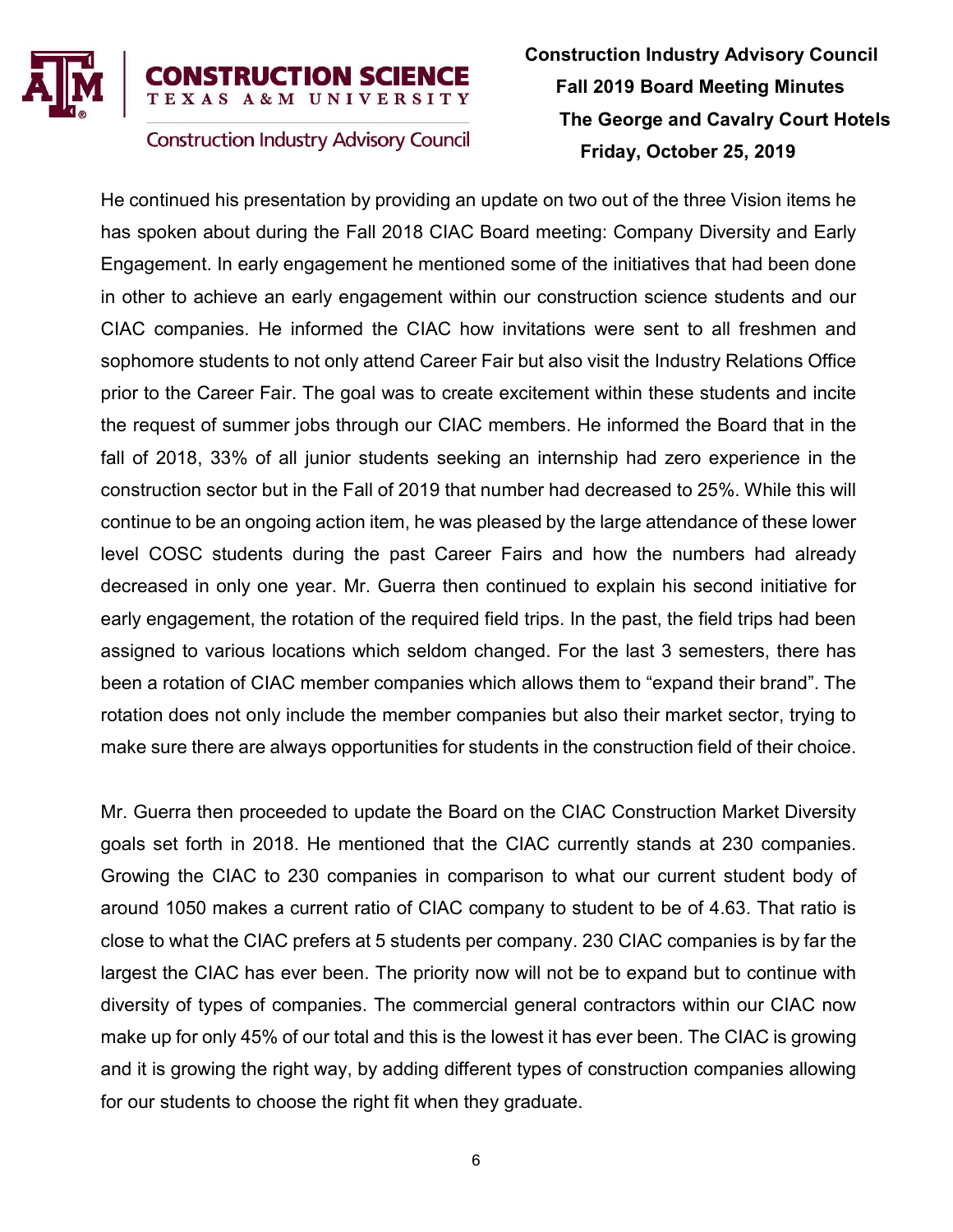He continued his presentation by providing an update on two out of the three Vision items he has spoken about during the Fall 2018 CIAC Board meeting: Company Diversity and Early Engagement. In early engagement he mentioned some of the initiatives that had been done in other to achieve an early engagement within our construction science students and our CIAC companies. He informed the CIAC how invitations were sent to all freshmen and sophomore students to not only attend Career Fair but also visit the Industry Relations Office prior to the Career Fair. The goal was to create excitement within these students and incite the request of summer jobs through our CIAC members. He informed the Board that in the fall of 2018, 33% of all junior students seeking an internship had zero experience in the construction sector but in the Fall of 2019 that number had decreased to 25%. While this will continue to be an ongoing action item, he was pleased by the large attendance of these lower level COSC students during the past Career Fairs and how the numbers had already decreased in only one year. Mr. Guerra then continued to explain his second initiative for early engagement, the rotation of the required field trips. In the past, the field trips had been assigned to various locations which seldom changed. For the last 3 semesters, there has been a rotation of CIAC member companies which allows them to "expand their brand". The rotation does not only include the member companies but also their market sector, trying to make sure there are always opportunities for students in the construction field of their choice.

Mr. Guerra then proceeded to update the Board on the CIAC Construction Market Diversity goals set forth in 2018. He mentioned that the CIAC currently stands at 230 companies. Growing the CIAC to 230 companies in comparison to what our current student body of around 1050 makes a current ratio of CIAC company to student to be of 4.63. That ratio is close to what the CIAC prefers at 5 students per company. 230 CIAC companies is by far the largest the CIAC has ever been. The priority now will not be to expand but to continue with diversity of types of companies. The commercial general contractors within our CIAC now make up for only 45% of our total and this is the lowest it has ever been. The CIAC is growing and it is growing the right way, by adding different types of construction companies allowing for our students to choose the right fit when they graduate.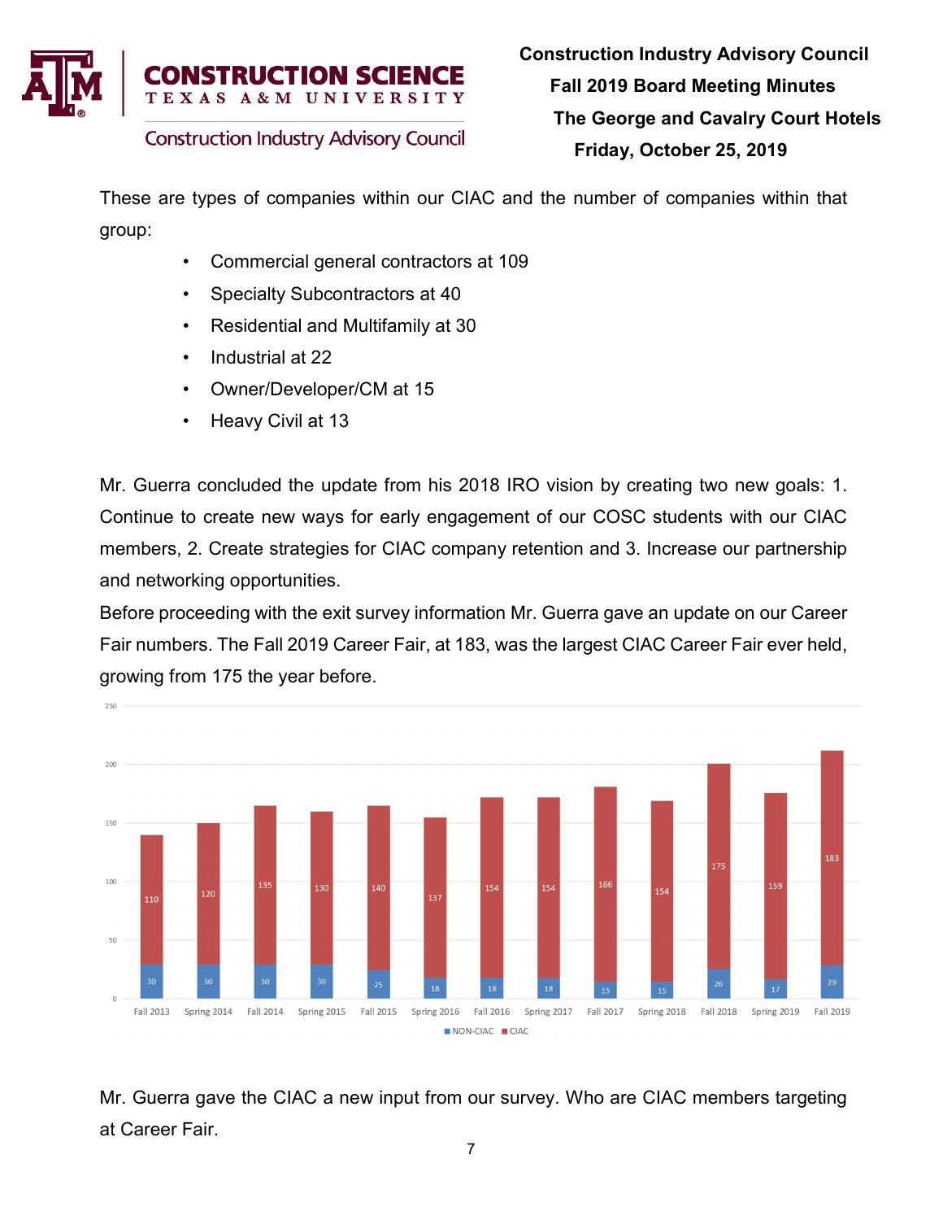These are types of companies within our CIAC and the number of companies within that group:

- Commercial general contractors at 109
- Specialty Subcontractors at 40
- Residential and Multifamily at 30
- Industrial at 22
- Owner/Developer/CM at 15
- Heavy Civil at 13

Mr. Guerra concluded the update from his 2018 IRO vision by creating two new goals: 1. Continue to create new ways for early engagement of our COSC students with our CIAC members, 2. Create strategies for CIAC company retention and 3. Increase our partnership and networking opportunities.

Before proceeding with the exit survey information Mr. Guerra gave an update on our Career Fair numbers. The Fall 2019 Career Fair, at 183, was the largest CIAC Career Fair ever held, growing from 175 the year before.

| | Fall 2013 | Spring 2014 | Fall 2014 | Spring 2015 | Fall 2015 | Spring 2016 | Fall 2016 | Spring 2017 | Fall 2017 | Spring 2018 | Fall 2018 | Spring 2019 | Fall 2019 |
|---|---|---|---|---|---|---|---|---|---|---|---|---|---|
| NON-CIAC | 30 | 30 | 30 | 30 | 25 | 18 | 18 | 18 | 15 | 15 | 26 | 17 | 29 |
| CIAC | 110 | 120 | 135 | 130 | 140 | 137 | 154 | 154 | 166 | 154 | 175 | 159 | 183 |

Mr. Guerra gave the CIAC a new input from our survey. Who are CIAC members targeting at Career Fair.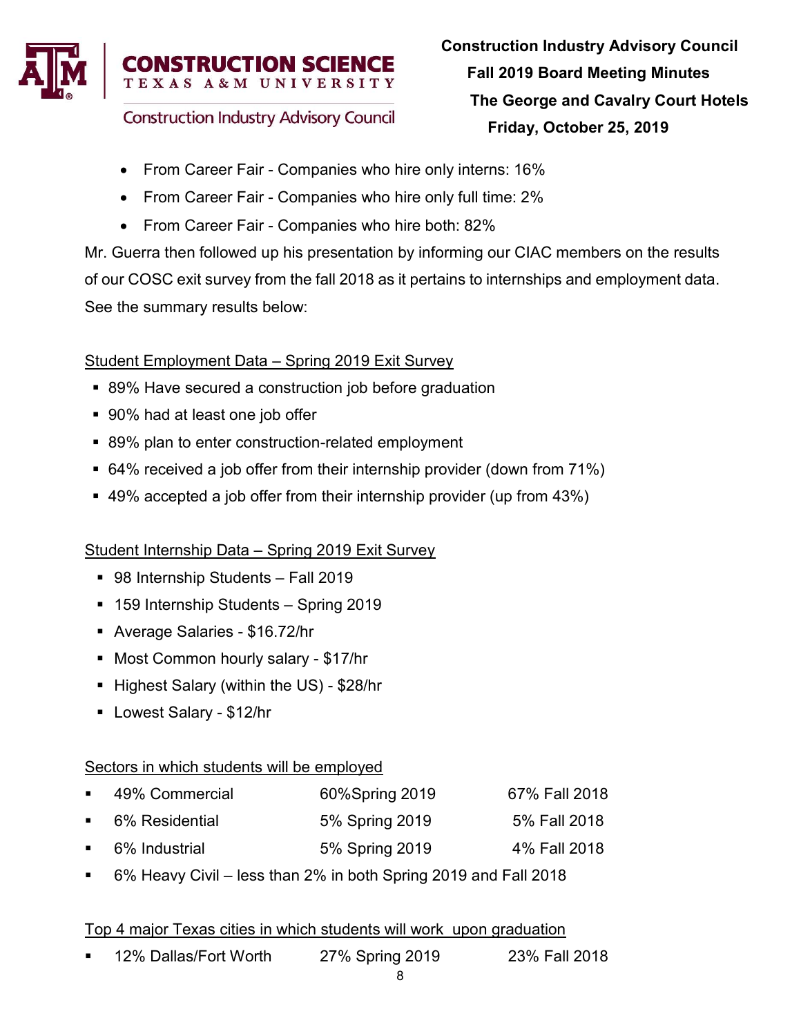- From Career Fair - Companies who hire only interns: 16%
- From Career Fair - Companies who hire only full time: 2%
- From Career Fair - Companies who hire both: 82%

Mr. Guerra then followed up his presentation by informing our CIAC members on the results of our COSC exit survey from the fall 2018 as it pertains to internships and employment data. See the summary results below:

<u>Student Employment Data – Spring 2019 Exit Survey</u>

- 89% Have secured a construction job before graduation
- 90% had at least one job offer
- 89% plan to enter construction-related employment
- 64% received a job offer from their internship provider (down from 71%)
- 49% accepted a job offer from their internship provider (up from 43%)

<u>Student Internship Data – Spring 2019 Exit Survey</u>

- 98 Internship Students – Fall 2019
- 159 Internship Students – Spring 2019
- Average Salaries - $16.72/hr
- Most Common hourly salary - $17/hr
- Highest Salary (within the US) - $28/hr
- Lowest Salary - $12/hr

<u>Sectors in which students will be employed</u>

- 49% Commercial 60%Spring 2019 67% Fall 2018
- 6% Residential 5% Spring 2019 5% Fall 2018
- 6% Industrial 5% Spring 2019 4% Fall 2018
- 6% Heavy Civil – less than 2% in both Spring 2019 and Fall 2018

<u>Top 4 major Texas cities in which students will work upon graduation</u>

- 12% Dallas/Fort Worth 27% Spring 2019 23% Fall 2018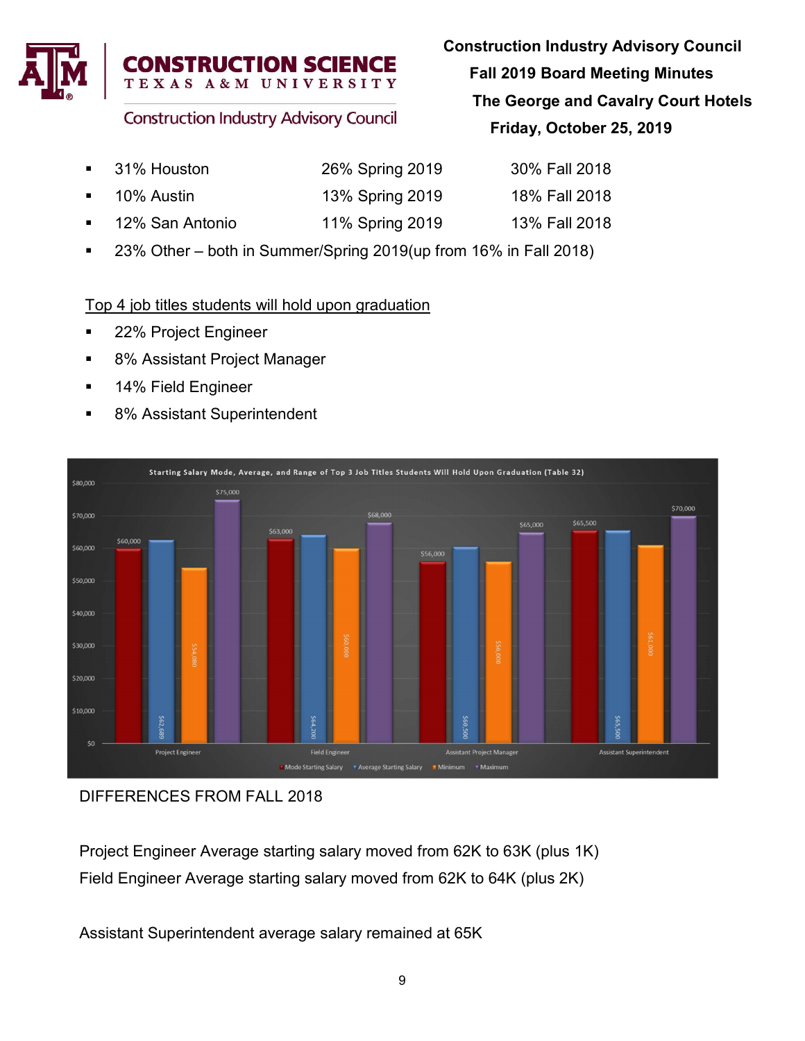- 31% Houston | 26% Spring 2019 | 30% Fall 2018
- 10% Austin | 13% Spring 2019 | 18% Fall 2018
- 12% San Antonio | 11% Spring 2019 | 13% Fall 2018
- 23% Other – both in Summer/Spring 2019(up from 16% in Fall 2018)

Top 4 job titles students will hold upon graduation

- 22% Project Engineer
- 8% Assistant Project Manager
- 14% Field Engineer
- 8% Assistant Superintendent

Starting Salary Mode, Average, and Range of Top 3 Job Titles Students Will Hold Upon Graduation (Table 32)

| Job Title | Mode Starting Salary | Average Starting Salary | Minimum | Maximum |
|---|---|---|---|---|
| Project Engineer | $60,000 | $62,689 | $54,080 | $75,000 |
| Field Engineer | $63,000 | $64,200 | $60,000 | $68,000 |
| Assistant Project Manager | $56,000 | $60,500 | $56,000 | $65,000 |
| Assistant Superintendent | $65,500 | $65,500 | $61,000 | $70,000 |

DIFFERENCES FROM FALL 2018

Project Engineer Average starting salary moved from 62K to 63K (plus 1K)
Field Engineer Average starting salary moved from 62K to 64K (plus 2K)

Assistant Superintendent average salary remained at 65K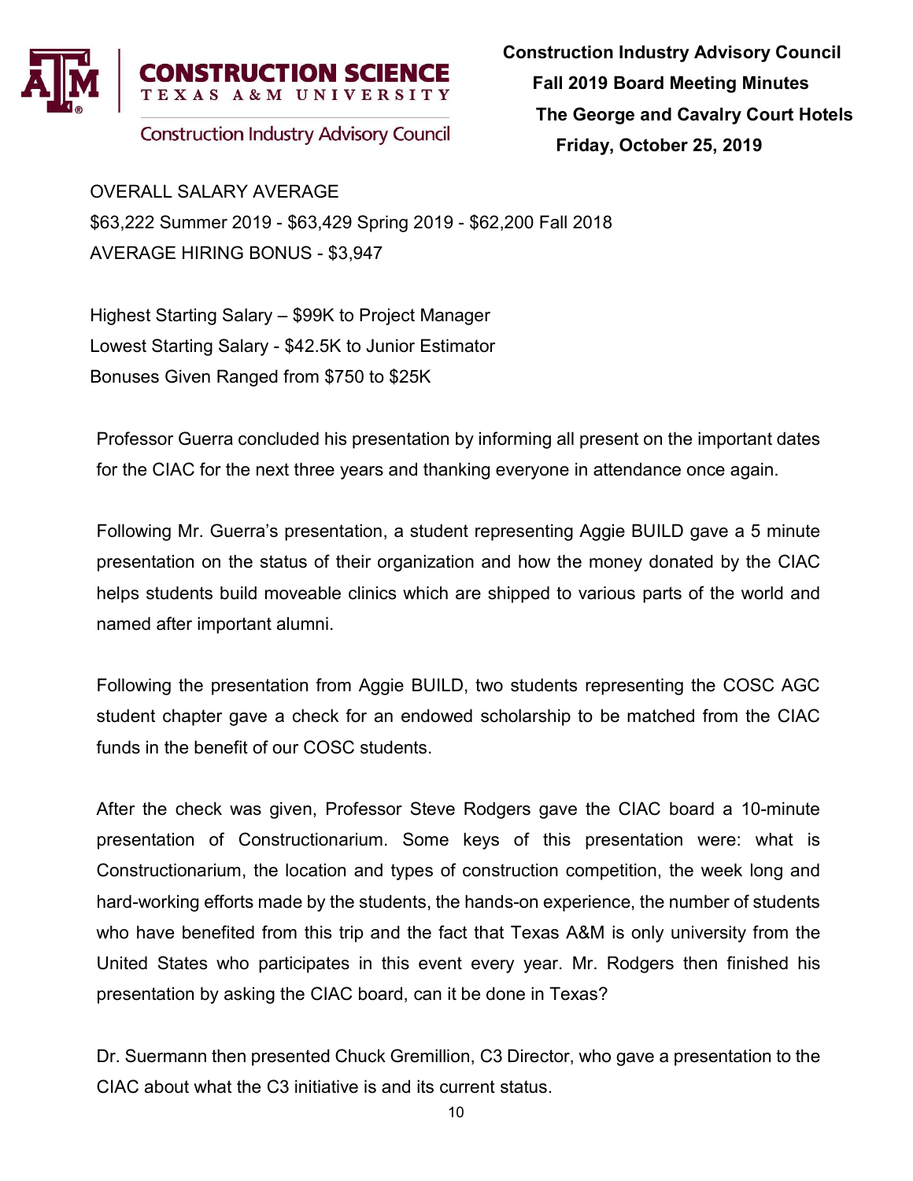OVERALL SALARY AVERAGE
$63,222 Summer 2019 - $63,429 Spring 2019 - $62,200 Fall 2018
AVERAGE HIRING BONUS - $3,947

Highest Starting Salary – $99K to Project Manager
Lowest Starting Salary - $42.5K to Junior Estimator
Bonuses Given Ranged from $750 to $25K

Professor Guerra concluded his presentation by informing all present on the important dates for the CIAC for the next three years and thanking everyone in attendance once again.

Following Mr. Guerra's presentation, a student representing Aggie BUILD gave a 5 minute presentation on the status of their organization and how the money donated by the CIAC helps students build moveable clinics which are shipped to various parts of the world and named after important alumni.

Following the presentation from Aggie BUILD, two students representing the COSC AGC student chapter gave a check for an endowed scholarship to be matched from the CIAC funds in the benefit of our COSC students.

After the check was given, Professor Steve Rodgers gave the CIAC board a 10-minute presentation of Constructionarium. Some keys of this presentation were: what is Constructionarium, the location and types of construction competition, the week long and hard-working efforts made by the students, the hands-on experience, the number of students who have benefited from this trip and the fact that Texas A&M is only university from the United States who participates in this event every year. Mr. Rodgers then finished his presentation by asking the CIAC board, can it be done in Texas?

Dr. Suermann then presented Chuck Gremillion, C3 Director, who gave a presentation to the CIAC about what the C3 initiative is and its current status.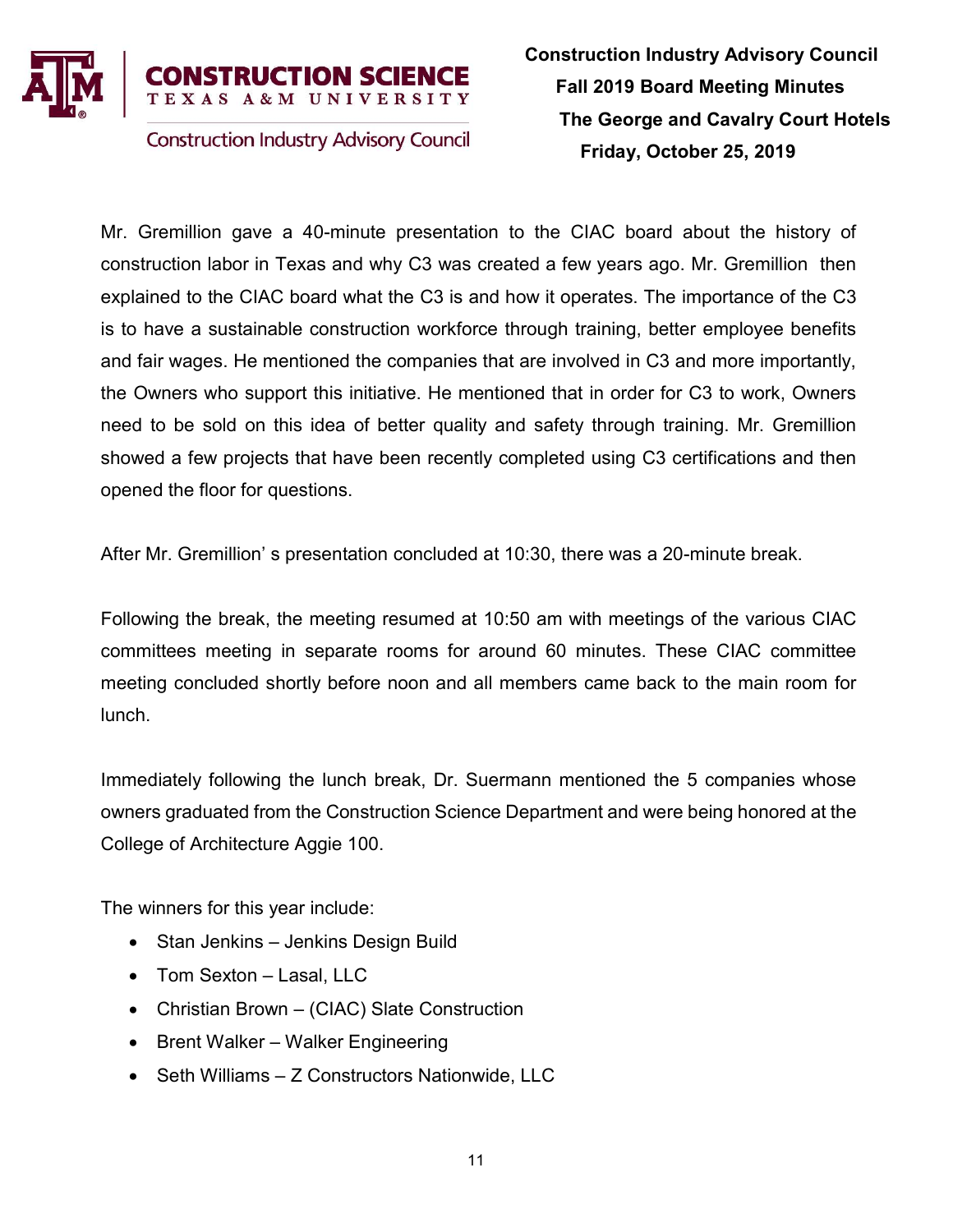Mr. Gremillion gave a 40-minute presentation to the CIAC board about the history of construction labor in Texas and why C3 was created a few years ago. Mr. Gremillion then explained to the CIAC board what the C3 is and how it operates. The importance of the C3 is to have a sustainable construction workforce through training, better employee benefits and fair wages. He mentioned the companies that are involved in C3 and more importantly, the Owners who support this initiative. He mentioned that in order for C3 to work, Owners need to be sold on this idea of better quality and safety through training. Mr. Gremillion showed a few projects that have been recently completed using C3 certifications and then opened the floor for questions.

After Mr. Gremillion' s presentation concluded at 10:30, there was a 20-minute break.

Following the break, the meeting resumed at 10:50 am with meetings of the various CIAC committees meeting in separate rooms for around 60 minutes. These CIAC committee meeting concluded shortly before noon and all members came back to the main room for lunch.

Immediately following the lunch break, Dr. Suermann mentioned the 5 companies whose owners graduated from the Construction Science Department and were being honored at the College of Architecture Aggie 100.

The winners for this year include:

- Stan Jenkins – Jenkins Design Build
- Tom Sexton – Lasal, LLC
- Christian Brown – (CIAC) Slate Construction
- Brent Walker – Walker Engineering
- Seth Williams – Z Constructors Nationwide, LLC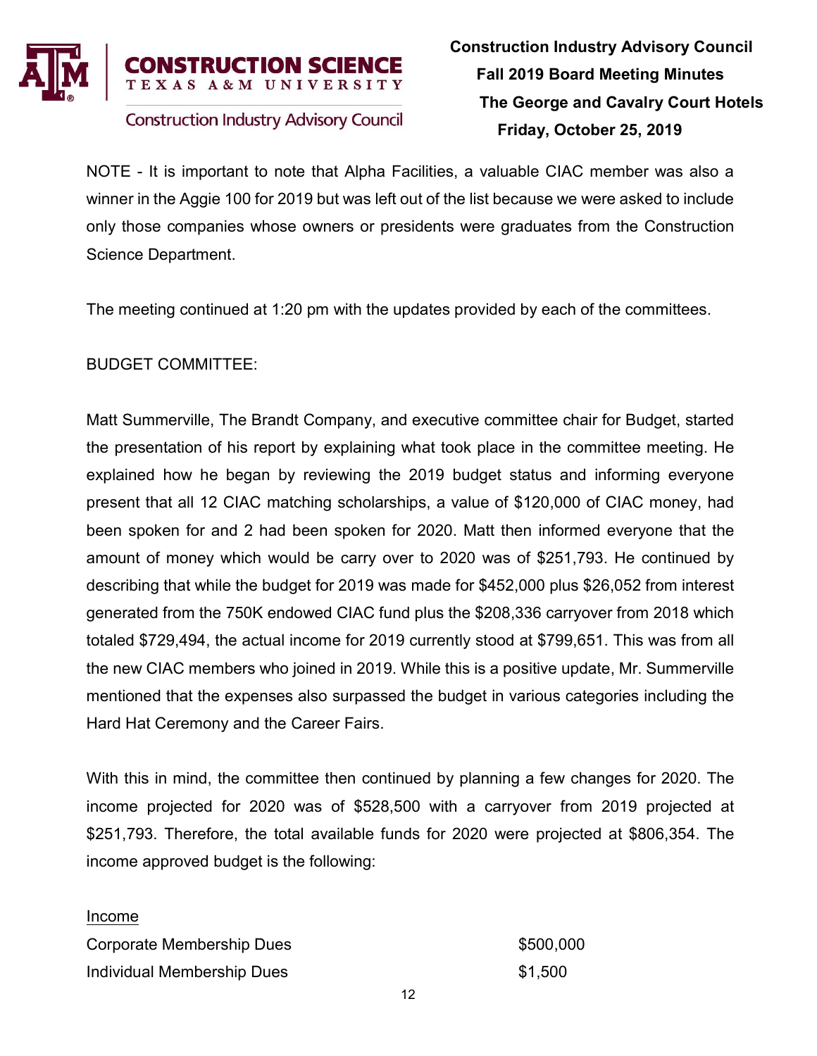NOTE - It is important to note that Alpha Facilities, a valuable CIAC member was also a winner in the Aggie 100 for 2019 but was left out of the list because we were asked to include only those companies whose owners or presidents were graduates from the Construction Science Department.

The meeting continued at 1:20 pm with the updates provided by each of the committees.

BUDGET COMMITTEE:

Matt Summerville, The Brandt Company, and executive committee chair for Budget, started the presentation of his report by explaining what took place in the committee meeting. He explained how he began by reviewing the 2019 budget status and informing everyone present that all 12 CIAC matching scholarships, a value of $120,000 of CIAC money, had been spoken for and 2 had been spoken for 2020. Matt then informed everyone that the amount of money which would be carry over to 2020 was of $251,793. He continued by describing that while the budget for 2019 was made for $452,000 plus $26,052 from interest generated from the 750K endowed CIAC fund plus the $208,336 carryover from 2018 which totaled $729,494, the actual income for 2019 currently stood at $799,651. This was from all the new CIAC members who joined in 2019. While this is a positive update, Mr. Summerville mentioned that the expenses also surpassed the budget in various categories including the Hard Hat Ceremony and the Career Fairs.

With this in mind, the committee then continued by planning a few changes for 2020. The income projected for 2020 was of $528,500 with a carryover from 2019 projected at $251,793. Therefore, the total available funds for 2020 were projected at $806,354. The income approved budget is the following:

Income

| | |
|---|---|
| Corporate Membership Dues | $500,000 |
| Individual Membership Dues | $1,500 |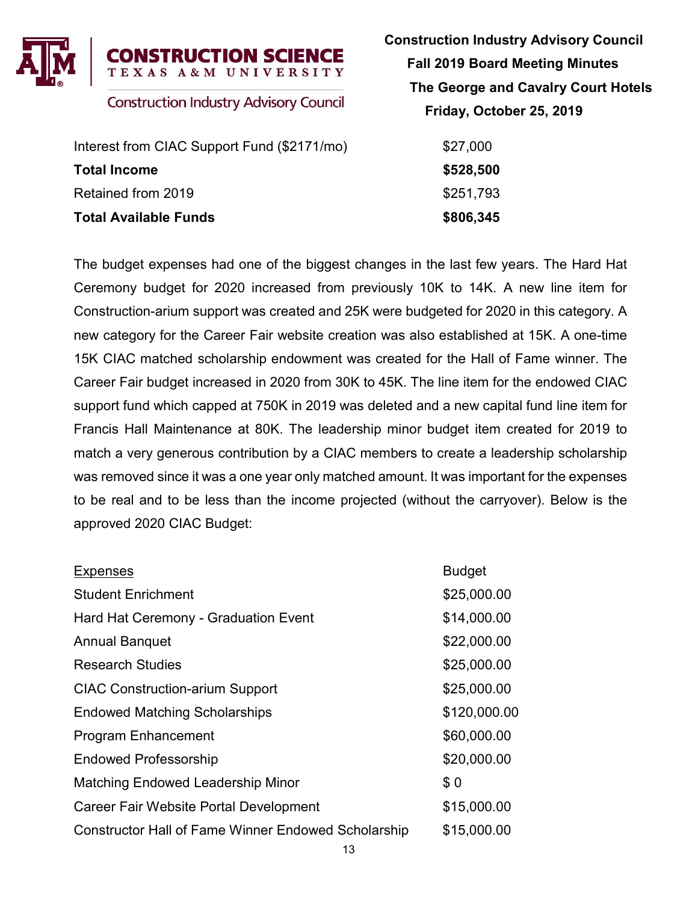| | |
|---|---|
| Interest from CIAC Support Fund ($2171/mo) | $27,000 |
| **Total Income** | **$528,500** |
| Retained from 2019 | $251,793 |
| **Total Available Funds** | **$806,345** |

The budget expenses had one of the biggest changes in the last few years. The Hard Hat Ceremony budget for 2020 increased from previously 10K to 14K. A new line item for Construction-arium support was created and 25K were budgeted for 2020 in this category. A new category for the Career Fair website creation was also established at 15K. A one-time 15K CIAC matched scholarship endowment was created for the Hall of Fame winner. The Career Fair budget increased in 2020 from 30K to 45K. The line item for the endowed CIAC support fund which capped at 750K in 2019 was deleted and a new capital fund line item for Francis Hall Maintenance at 80K. The leadership minor budget item created for 2019 to match a very generous contribution by a CIAC members to create a leadership scholarship was removed since it was a one year only matched amount. It was important for the expenses to be real and to be less than the income projected (without the carryover). Below is the approved 2020 CIAC Budget:

| <u>Expenses</u> | Budget |
|---|---|
| Student Enrichment | $25,000.00 |
| Hard Hat Ceremony - Graduation Event | $14,000.00 |
| Annual Banquet | $22,000.00 |
| Research Studies | $25,000.00 |
| CIAC Construction-arium Support | $25,000.00 |
| Endowed Matching Scholarships | $120,000.00 |
| Program Enhancement | $60,000.00 |
| Endowed Professorship | $20,000.00 |
| Matching Endowed Leadership Minor | $ 0 |
| Career Fair Website Portal Development | $15,000.00 |
| Constructor Hall of Fame Winner Endowed Scholarship | $15,000.00 |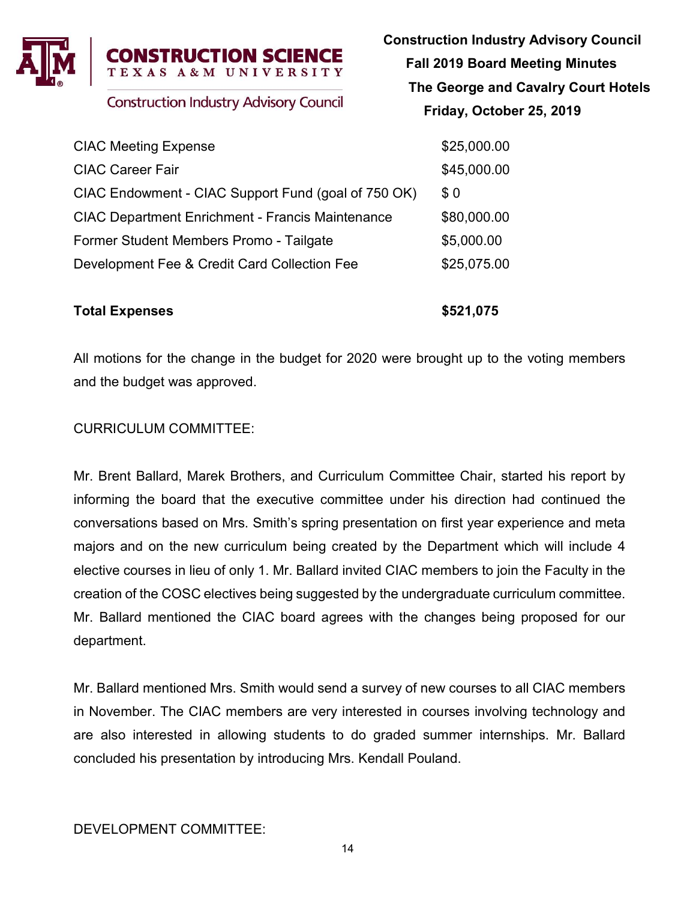| | |
|---|---|
| CIAC Meeting Expense | $25,000.00 |
| CIAC Career Fair | $45,000.00 |
| CIAC Endowment - CIAC Support Fund (goal of 750 OK) | $ 0 |
| CIAC Department Enrichment - Francis Maintenance | $80,000.00 |
| Former Student Members Promo - Tailgate | $5,000.00 |
| Development Fee & Credit Card Collection Fee | $25,075.00 |
| | |
| **Total Expenses** | **$521,075** |

All motions for the change in the budget for 2020 were brought up to the voting members and the budget was approved.

CURRICULUM COMMITTEE:

Mr. Brent Ballard, Marek Brothers, and Curriculum Committee Chair, started his report by informing the board that the executive committee under his direction had continued the conversations based on Mrs. Smith's spring presentation on first year experience and meta majors and on the new curriculum being created by the Department which will include 4 elective courses in lieu of only 1. Mr. Ballard invited CIAC members to join the Faculty in the creation of the COSC electives being suggested by the undergraduate curriculum committee. Mr. Ballard mentioned the CIAC board agrees with the changes being proposed for our department.

Mr. Ballard mentioned Mrs. Smith would send a survey of new courses to all CIAC members in November. The CIAC members are very interested in courses involving technology and are also interested in allowing students to do graded summer internships. Mr. Ballard concluded his presentation by introducing Mrs. Kendall Pouland.

DEVELOPMENT COMMITTEE: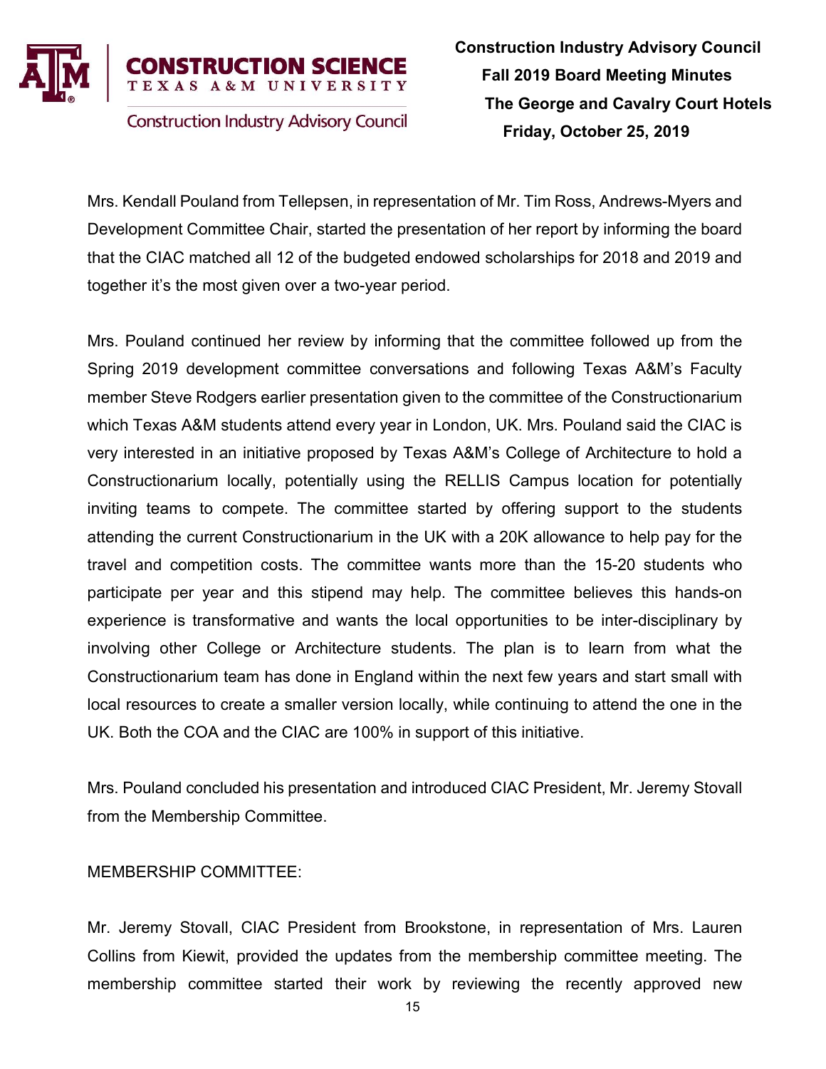Mrs. Kendall Pouland from Tellepsen, in representation of Mr. Tim Ross, Andrews-Myers and Development Committee Chair, started the presentation of her report by informing the board that the CIAC matched all 12 of the budgeted endowed scholarships for 2018 and 2019 and together it's the most given over a two-year period.

Mrs. Pouland continued her review by informing that the committee followed up from the Spring 2019 development committee conversations and following Texas A&M's Faculty member Steve Rodgers earlier presentation given to the committee of the Constructionarium which Texas A&M students attend every year in London, UK. Mrs. Pouland said the CIAC is very interested in an initiative proposed by Texas A&M's College of Architecture to hold a Constructionarium locally, potentially using the RELLIS Campus location for potentially inviting teams to compete. The committee started by offering support to the students attending the current Constructionarium in the UK with a 20K allowance to help pay for the travel and competition costs. The committee wants more than the 15-20 students who participate per year and this stipend may help. The committee believes this hands-on experience is transformative and wants the local opportunities to be inter-disciplinary by involving other College or Architecture students. The plan is to learn from what the Constructionarium team has done in England within the next few years and start small with local resources to create a smaller version locally, while continuing to attend the one in the UK. Both the COA and the CIAC are 100% in support of this initiative.

Mrs. Pouland concluded his presentation and introduced CIAC President, Mr. Jeremy Stovall from the Membership Committee.

MEMBERSHIP COMMITTEE:

Mr. Jeremy Stovall, CIAC President from Brookstone, in representation of Mrs. Lauren Collins from Kiewit, provided the updates from the membership committee meeting. The membership committee started their work by reviewing the recently approved new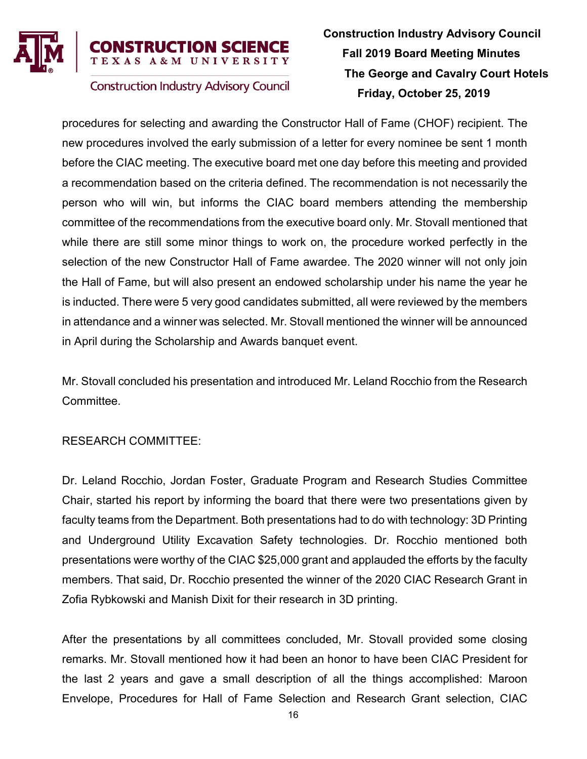procedures for selecting and awarding the Constructor Hall of Fame (CHOF) recipient. The new procedures involved the early submission of a letter for every nominee be sent 1 month before the CIAC meeting. The executive board met one day before this meeting and provided a recommendation based on the criteria defined. The recommendation is not necessarily the person who will win, but informs the CIAC board members attending the membership committee of the recommendations from the executive board only. Mr. Stovall mentioned that while there are still some minor things to work on, the procedure worked perfectly in the selection of the new Constructor Hall of Fame awardee. The 2020 winner will not only join the Hall of Fame, but will also present an endowed scholarship under his name the year he is inducted. There were 5 very good candidates submitted, all were reviewed by the members in attendance and a winner was selected. Mr. Stovall mentioned the winner will be announced in April during the Scholarship and Awards banquet event.

Mr. Stovall concluded his presentation and introduced Mr. Leland Rocchio from the Research Committee.

RESEARCH COMMITTEE:

Dr. Leland Rocchio, Jordan Foster, Graduate Program and Research Studies Committee Chair, started his report by informing the board that there were two presentations given by faculty teams from the Department. Both presentations had to do with technology: 3D Printing and Underground Utility Excavation Safety technologies. Dr. Rocchio mentioned both presentations were worthy of the CIAC $25,000 grant and applauded the efforts by the faculty members. That said, Dr. Rocchio presented the winner of the 2020 CIAC Research Grant in Zofia Rybkowski and Manish Dixit for their research in 3D printing.

After the presentations by all committees concluded, Mr. Stovall provided some closing remarks. Mr. Stovall mentioned how it had been an honor to have been CIAC President for the last 2 years and gave a small description of all the things accomplished: Maroon Envelope, Procedures for Hall of Fame Selection and Research Grant selection, CIAC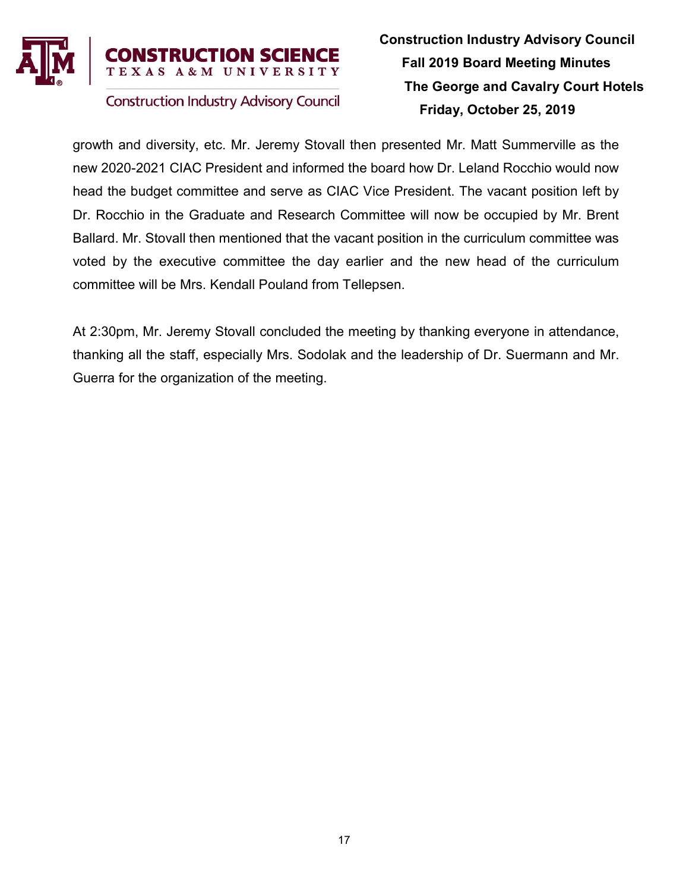growth and diversity, etc. Mr. Jeremy Stovall then presented Mr. Matt Summerville as the new 2020-2021 CIAC President and informed the board how Dr. Leland Rocchio would now head the budget committee and serve as CIAC Vice President. The vacant position left by Dr. Rocchio in the Graduate and Research Committee will now be occupied by Mr. Brent Ballard. Mr. Stovall then mentioned that the vacant position in the curriculum committee was voted by the executive committee the day earlier and the new head of the curriculum committee will be Mrs. Kendall Pouland from Tellepsen.

At 2:30pm, Mr. Jeremy Stovall concluded the meeting by thanking everyone in attendance, thanking all the staff, especially Mrs. Sodolak and the leadership of Dr. Suermann and Mr. Guerra for the organization of the meeting.